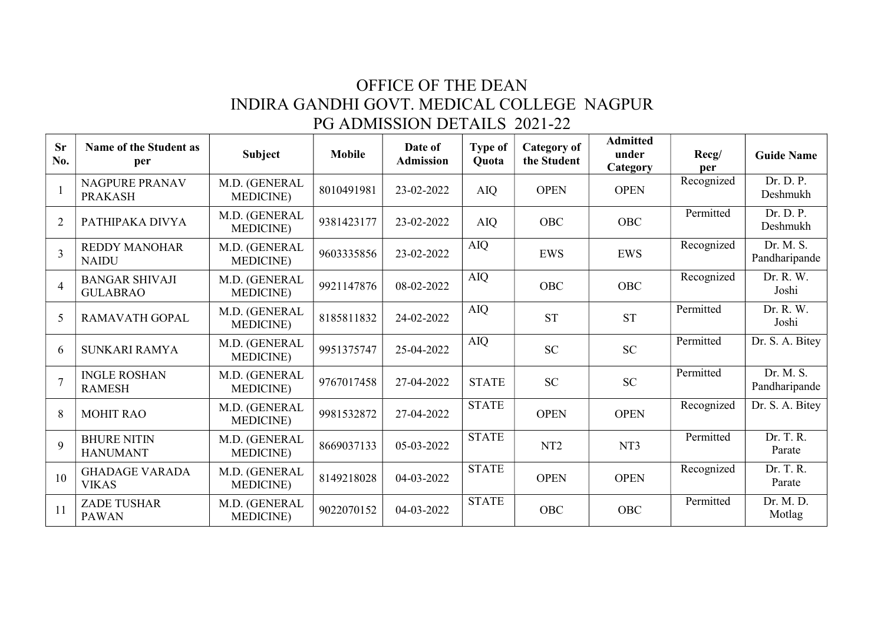# OFFICE OF THE DEAN

# INDIRA GANDHI GOVT. MEDICAL COLLEGE NAGPUR

## PG ADMISSION DETAILS 2021-22

| Sr No. | Name of the Student as per | Subject | Mobile | Date of Admission | Type of Quota | Category of the Student | Admitted under Category | Recg/ per | Guide Name |
|---|---|---|---|---|---|---|---|---|---|
| 1 | NAGPURE PRANAV PRAKASH | M.D. (GENERAL MEDICINE) | 8010491981 | 23-02-2022 | AIQ | OPEN | OPEN | Recognized | Dr. D. P. Deshmukh |
| 2 | PATHIPAKA DIVYA | M.D. (GENERAL MEDICINE) | 9381423177 | 23-02-2022 | AIQ | OBC | OBC | Permitted | Dr. D. P. Deshmukh |
| 3 | REDDY MANOHAR NAIDU | M.D. (GENERAL MEDICINE) | 9603335856 | 23-02-2022 | AIQ | EWS | EWS | Recognized | Dr. M. S. Pandharipande |
| 4 | BANGAR SHIVAJI GULABRAO | M.D. (GENERAL MEDICINE) | 9921147876 | 08-02-2022 | AIQ | OBC | OBC | Recognized | Dr. R. W. Joshi |
| 5 | RAMAVATH GOPAL | M.D. (GENERAL MEDICINE) | 8185811832 | 24-02-2022 | AIQ | ST | ST | Permitted | Dr. R. W. Joshi |
| 6 | SUNKARI RAMYA | M.D. (GENERAL MEDICINE) | 9951375747 | 25-04-2022 | AIQ | SC | SC | Permitted | Dr. S. A. Bitey |
| 7 | INGLE ROSHAN RAMESH | M.D. (GENERAL MEDICINE) | 9767017458 | 27-04-2022 | STATE | SC | SC | Permitted | Dr. M. S. Pandharipande |
| 8 | MOHIT RAO | M.D. (GENERAL MEDICINE) | 9981532872 | 27-04-2022 | STATE | OPEN | OPEN | Recognized | Dr. S. A. Bitey |
| 9 | BHURE NITIN HANUMANT | M.D. (GENERAL MEDICINE) | 8669037133 | 05-03-2022 | STATE | NT2 | NT3 | Permitted | Dr. T. R. Parate |
| 10 | GHADAGE VARADA VIKAS | M.D. (GENERAL MEDICINE) | 8149218028 | 04-03-2022 | STATE | OPEN | OPEN | Recognized | Dr. T. R. Parate |
| 11 | ZADE TUSHAR PAWAN | M.D. (GENERAL MEDICINE) | 9022070152 | 04-03-2022 | STATE | OBC | OBC | Permitted | Dr. M. D. Motlag |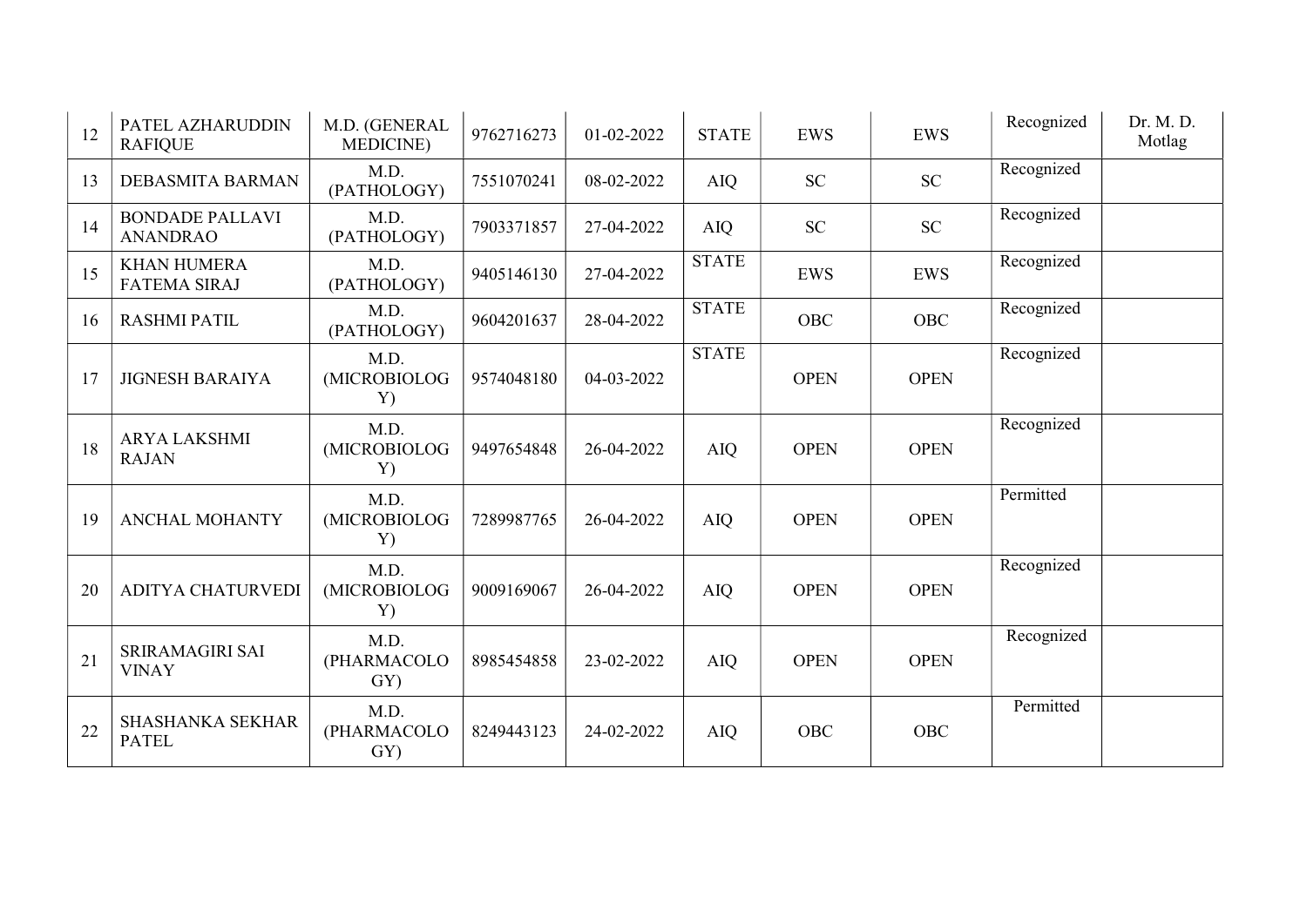| 12 | PATEL AZHARUDDIN RAFIQUE | M.D. (GENERAL MEDICINE) | 9762716273 | 01-02-2022 | STATE | EWS | EWS | Recognized | Dr. M. D. Motlag |
|---|---|---|---|---|---|---|---|---|---|
| 13 | DEBASMITA BARMAN | M.D. (PATHOLOGY) | 7551070241 | 08-02-2022 | AIQ | SC | SC | Recognized | |
| 14 | BONDADE PALLAVI ANANDRAO | M.D. (PATHOLOGY) | 7903371857 | 27-04-2022 | AIQ | SC | SC | Recognized | |
| 15 | KHAN HUMERA FATEMA SIRAJ | M.D. (PATHOLOGY) | 9405146130 | 27-04-2022 | STATE | EWS | EWS | Recognized | |
| 16 | RASHMI PATIL | M.D. (PATHOLOGY) | 9604201637 | 28-04-2022 | STATE | OBC | OBC | Recognized | |
| 17 | JIGNESH BARAIYA | M.D. (MICROBIOLOGY) | 9574048180 | 04-03-2022 | STATE | OPEN | OPEN | Recognized | |
| 18 | ARYA LAKSHMI RAJAN | M.D. (MICROBIOLOGY) | 9497654848 | 26-04-2022 | AIQ | OPEN | OPEN | Recognized | |
| 19 | ANCHAL MOHANTY | M.D. (MICROBIOLOGY) | 7289987765 | 26-04-2022 | AIQ | OPEN | OPEN | Permitted | |
| 20 | ADITYA CHATURVEDI | M.D. (MICROBIOLOGY) | 9009169067 | 26-04-2022 | AIQ | OPEN | OPEN | Recognized | |
| 21 | SRIRAMAGIRI SAI VINAY | M.D. (PHARMACOLOGY) | 8985454858 | 23-02-2022 | AIQ | OPEN | OPEN | Recognized | |
| 22 | SHASHANKA SEKHAR PATEL | M.D. (PHARMACOLOGY) | 8249443123 | 24-02-2022 | AIQ | OBC | OBC | Permitted | |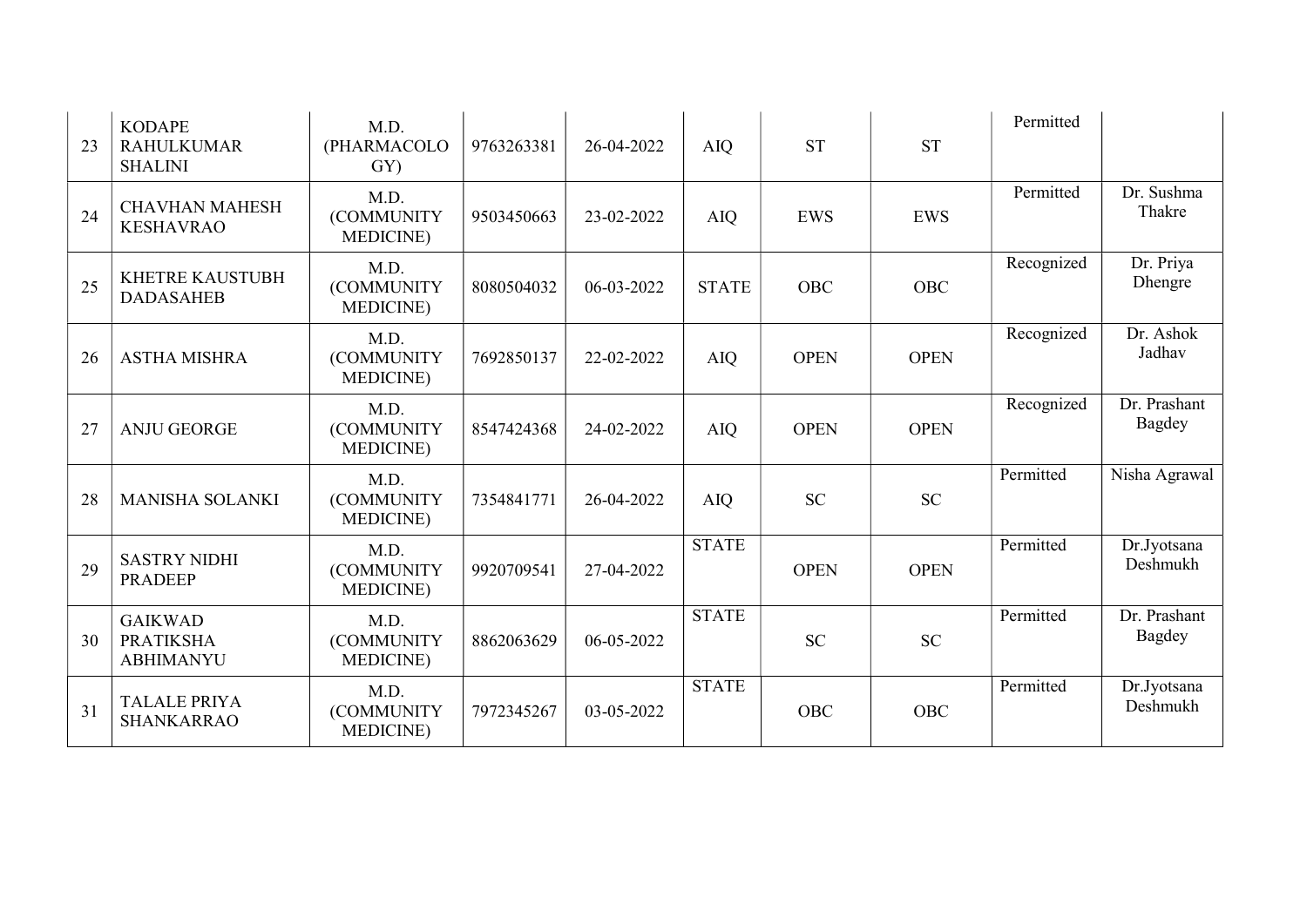| | | | | | | | | | |
|---|---|---|---|---|---|---|---|---|---|
| 23 | KODAPE RAHULKUMAR SHALINI | M.D. (PHARMACOLOGY) | 9763263381 | 26-04-2022 | AIQ | ST | ST | Permitted | |
| 24 | CHAVHAN MAHESH KESHAVRAO | M.D. (COMMUNITY MEDICINE) | 9503450663 | 23-02-2022 | AIQ | EWS | EWS | Permitted | Dr. Sushma Thakre |
| 25 | KHETRE KAUSTUBH DADASAHEB | M.D. (COMMUNITY MEDICINE) | 8080504032 | 06-03-2022 | STATE | OBC | OBC | Recognized | Dr. Priya Dhengre |
| 26 | ASTHA MISHRA | M.D. (COMMUNITY MEDICINE) | 7692850137 | 22-02-2022 | AIQ | OPEN | OPEN | Recognized | Dr. Ashok Jadhav |
| 27 | ANJU GEORGE | M.D. (COMMUNITY MEDICINE) | 8547424368 | 24-02-2022 | AIQ | OPEN | OPEN | Recognized | Dr. Prashant Bagdey |
| 28 | MANISHA SOLANKI | M.D. (COMMUNITY MEDICINE) | 7354841771 | 26-04-2022 | AIQ | SC | SC | Permitted | Nisha Agrawal |
| 29 | SASTRY NIDHI PRADEEP | M.D. (COMMUNITY MEDICINE) | 9920709541 | 27-04-2022 | STATE | OPEN | OPEN | Permitted | Dr.Jyotsana Deshmukh |
| 30 | GAIKWAD PRATIKSHA ABHIMANYU | M.D. (COMMUNITY MEDICINE) | 8862063629 | 06-05-2022 | STATE | SC | SC | Permitted | Dr. Prashant Bagdey |
| 31 | TALALE PRIYA SHANKARRAO | M.D. (COMMUNITY MEDICINE) | 7972345267 | 03-05-2022 | STATE | OBC | OBC | Permitted | Dr.Jyotsana Deshmukh |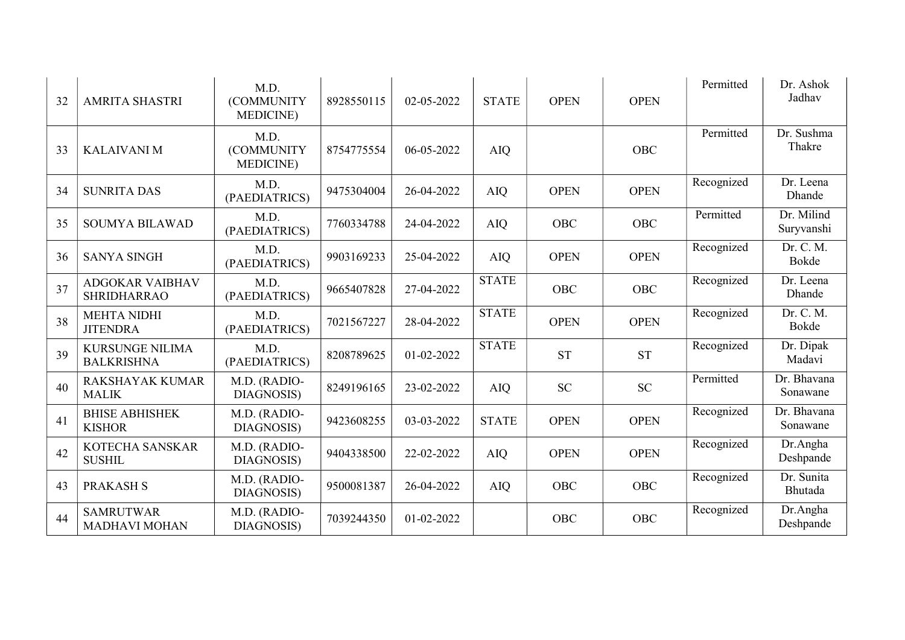| | | | | | | | | | |
|---|---|---|---|---|---|---|---|---|---|
| 32 | AMRITA SHASTRI | M.D. (COMMUNITY MEDICINE) | 8928550115 | 02-05-2022 | STATE | OPEN | OPEN | Permitted | Dr. Ashok Jadhav |
| 33 | KALAIVANI M | M.D. (COMMUNITY MEDICINE) | 8754775554 | 06-05-2022 | AIQ | | OBC | Permitted | Dr. Sushma Thakre |
| 34 | SUNRITA DAS | M.D. (PAEDIATRICS) | 9475304004 | 26-04-2022 | AIQ | OPEN | OPEN | Recognized | Dr. Leena Dhande |
| 35 | SOUMYA BILAWAD | M.D. (PAEDIATRICS) | 7760334788 | 24-04-2022 | AIQ | OBC | OBC | Permitted | Dr. Milind Suryvanshi |
| 36 | SANYA SINGH | M.D. (PAEDIATRICS) | 9903169233 | 25-04-2022 | AIQ | OPEN | OPEN | Recognized | Dr. C. M. Bokde |
| 37 | ADGOKAR VAIBHAV SHRIDHARRAO | M.D. (PAEDIATRICS) | 9665407828 | 27-04-2022 | STATE | OBC | OBC | Recognized | Dr. Leena Dhande |
| 38 | MEHTA NIDHI JITENDRA | M.D. (PAEDIATRICS) | 7021567227 | 28-04-2022 | STATE | OPEN | OPEN | Recognized | Dr. C. M. Bokde |
| 39 | KURSUNGE NILIMA BALKRISHNA | M.D. (PAEDIATRICS) | 8208789625 | 01-02-2022 | STATE | ST | ST | Recognized | Dr. Dipak Madavi |
| 40 | RAKSHAYAK KUMAR MALIK | M.D. (RADIO-DIAGNOSIS) | 8249196165 | 23-02-2022 | AIQ | SC | SC | Permitted | Dr. Bhavana Sonawane |
| 41 | BHISE ABHISHEK KISHOR | M.D. (RADIO-DIAGNOSIS) | 9423608255 | 03-03-2022 | STATE | OPEN | OPEN | Recognized | Dr. Bhavana Sonawane |
| 42 | KOTECHA SANSKAR SUSHIL | M.D. (RADIO-DIAGNOSIS) | 9404338500 | 22-02-2022 | AIQ | OPEN | OPEN | Recognized | Dr.Angha Deshpande |
| 43 | PRAKASH S | M.D. (RADIO-DIAGNOSIS) | 9500081387 | 26-04-2022 | AIQ | OBC | OBC | Recognized | Dr. Sunita Bhutada |
| 44 | SAMRUTWAR MADHAVI MOHAN | M.D. (RADIO-DIAGNOSIS) | 7039244350 | 01-02-2022 | | OBC | OBC | Recognized | Dr.Angha Deshpande |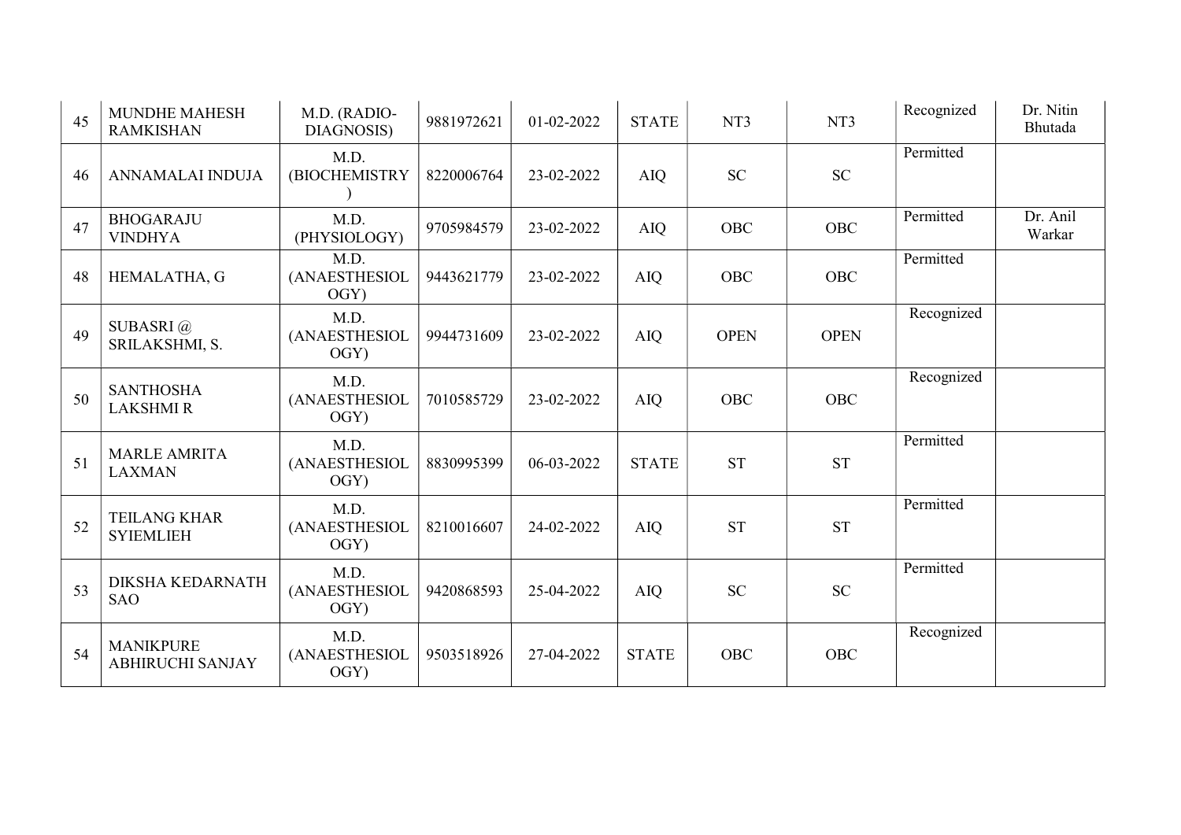| 45 | MUNDHE MAHESH RAMKISHAN | M.D. (RADIO-DIAGNOSIS) | 9881972621 | 01-02-2022 | STATE | NT3 | NT3 | Recognized | Dr. Nitin Bhutada |
|---|---|---|---|---|---|---|---|---|---|
| 46 | ANNAMALAI INDUJA | M.D. (BIOCHEMISTRY) | 8220006764 | 23-02-2022 | AIQ | SC | SC | Permitted | |
| 47 | BHOGARAJU VINDHYA | M.D. (PHYSIOLOGY) | 9705984579 | 23-02-2022 | AIQ | OBC | OBC | Permitted | Dr. Anil Warkar |
| 48 | HEMALATHA, G | M.D. (ANAESTHESIOLOGY) | 9443621779 | 23-02-2022 | AIQ | OBC | OBC | Permitted | |
| 49 | SUBASRI @ SRILAKSHMI, S. | M.D. (ANAESTHESIOLOGY) | 9944731609 | 23-02-2022 | AIQ | OPEN | OPEN | Recognized | |
| 50 | SANTHOSHA LAKSHMI R | M.D. (ANAESTHESIOLOGY) | 7010585729 | 23-02-2022 | AIQ | OBC | OBC | Recognized | |
| 51 | MARLE AMRITA LAXMAN | M.D. (ANAESTHESIOLOGY) | 8830995399 | 06-03-2022 | STATE | ST | ST | Permitted | |
| 52 | TEILANG KHAR SYIEMLIEH | M.D. (ANAESTHESIOLOGY) | 8210016607 | 24-02-2022 | AIQ | ST | ST | Permitted | |
| 53 | DIKSHA KEDARNATH SAO | M.D. (ANAESTHESIOLOGY) | 9420868593 | 25-04-2022 | AIQ | SC | SC | Permitted | |
| 54 | MANIKPURE ABHIRUCHI SANJAY | M.D. (ANAESTHESIOLOGY) | 9503518926 | 27-04-2022 | STATE | OBC | OBC | Recognized | |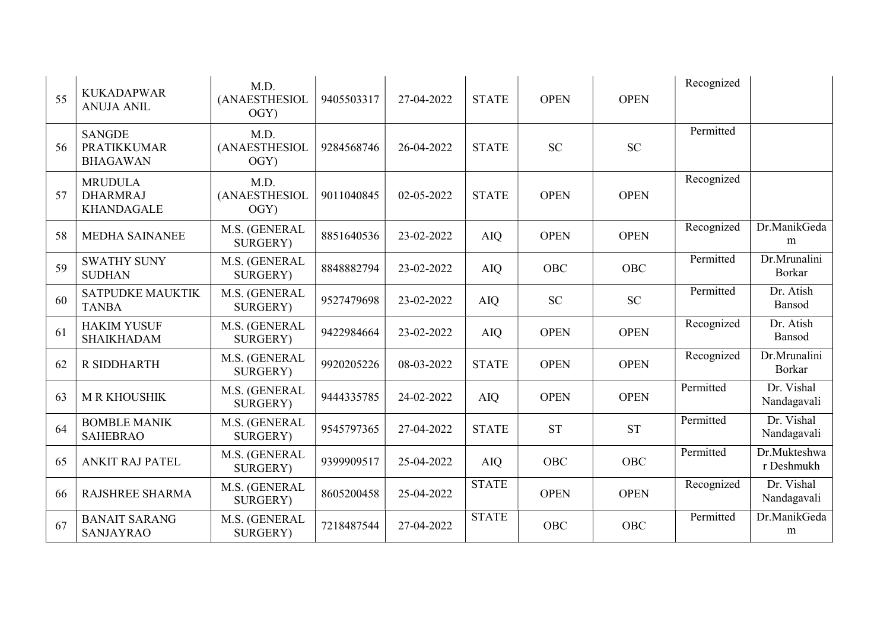| 55 | KUKADAPWAR ANUJA ANIL | M.D. (ANAESTHESIOLOGY) | 9405503317 | 27-04-2022 | STATE | OPEN | OPEN | Recognized | |
|---|---|---|---|---|---|---|---|---|---|
| 56 | SANGDE PRATIKKUMAR BHAGAWAN | M.D. (ANAESTHESIOLOGY) | 9284568746 | 26-04-2022 | STATE | SC | SC | Permitted | |
| 57 | MRUDULA DHARMRAJ KHANDAGALE | M.D. (ANAESTHESIOLOGY) | 9011040845 | 02-05-2022 | STATE | OPEN | OPEN | Recognized | |
| 58 | MEDHA SAINANEE | M.S. (GENERAL SURGERY) | 8851640536 | 23-02-2022 | AIQ | OPEN | OPEN | Recognized | Dr.ManikGedam |
| 59 | SWATHY SUNY SUDHAN | M.S. (GENERAL SURGERY) | 8848882794 | 23-02-2022 | AIQ | OBC | OBC | Permitted | Dr.Mrunalini Borkar |
| 60 | SATPUDKE MAUKTIK TANBA | M.S. (GENERAL SURGERY) | 9527479698 | 23-02-2022 | AIQ | SC | SC | Permitted | Dr. Atish Bansod |
| 61 | HAKIM YUSUF SHAIKHADAM | M.S. (GENERAL SURGERY) | 9422984664 | 23-02-2022 | AIQ | OPEN | OPEN | Recognized | Dr. Atish Bansod |
| 62 | R SIDDHARTH | M.S. (GENERAL SURGERY) | 9920205226 | 08-03-2022 | STATE | OPEN | OPEN | Recognized | Dr.Mrunalini Borkar |
| 63 | M R KHOUSHIK | M.S. (GENERAL SURGERY) | 9444335785 | 24-02-2022 | AIQ | OPEN | OPEN | Permitted | Dr. Vishal Nandagavali |
| 64 | BOMBLE MANIK SAHEBRAO | M.S. (GENERAL SURGERY) | 9545797365 | 27-04-2022 | STATE | ST | ST | Permitted | Dr. Vishal Nandagavali |
| 65 | ANKIT RAJ PATEL | M.S. (GENERAL SURGERY) | 9399909517 | 25-04-2022 | AIQ | OBC | OBC | Permitted | Dr.Mukteshwar Deshmukh |
| 66 | RAJSHREE SHARMA | M.S. (GENERAL SURGERY) | 8605200458 | 25-04-2022 | STATE | OPEN | OPEN | Recognized | Dr. Vishal Nandagavali |
| 67 | BANAIT SARANG SANJAYRAO | M.S. (GENERAL SURGERY) | 7218487544 | 27-04-2022 | STATE | OBC | OBC | Permitted | Dr.ManikGedam |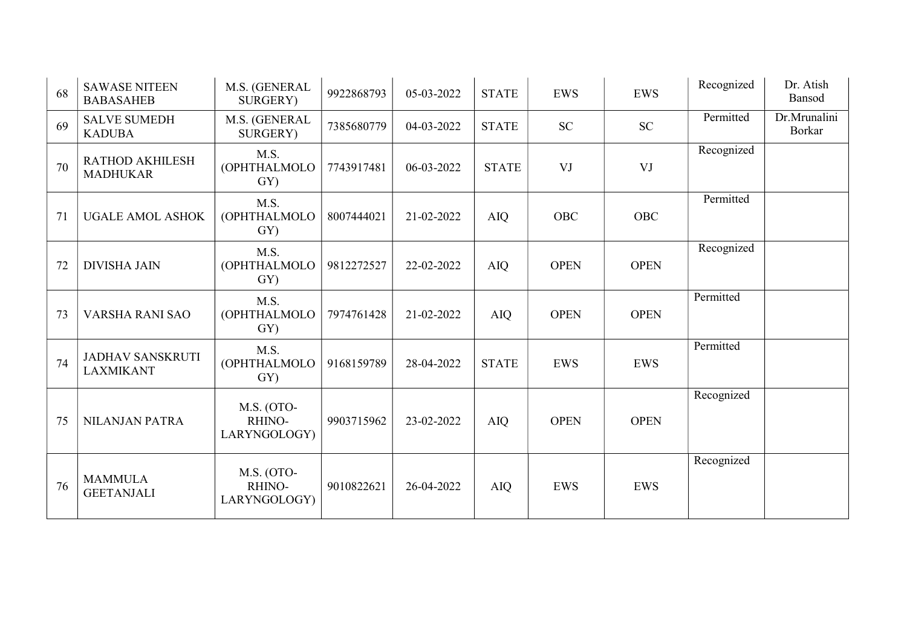| 68 | SAWASE NITEEN BABASAHEB | M.S. (GENERAL SURGERY) | 9922868793 | 05-03-2022 | STATE | EWS | EWS | Recognized | Dr. Atish Bansod |
|---|---|---|---|---|---|---|---|---|---|
| 69 | SALVE SUMEDH KADUBA | M.S. (GENERAL SURGERY) | 7385680779 | 04-03-2022 | STATE | SC | SC | Permitted | Dr.Mrunalini Borkar |
| 70 | RATHOD AKHILESH MADHUKAR | M.S. (OPHTHALMOLOGY) | 7743917481 | 06-03-2022 | STATE | VJ | VJ | Recognized | |
| 71 | UGALE AMOL ASHOK | M.S. (OPHTHALMOLOGY) | 8007444021 | 21-02-2022 | AIQ | OBC | OBC | Permitted | |
| 72 | DIVISHA JAIN | M.S. (OPHTHALMOLOGY) | 9812272527 | 22-02-2022 | AIQ | OPEN | OPEN | Recognized | |
| 73 | VARSHA RANI SAO | M.S. (OPHTHALMOLOGY) | 7974761428 | 21-02-2022 | AIQ | OPEN | OPEN | Permitted | |
| 74 | JADHAV SANSKRUTI LAXMIKANT | M.S. (OPHTHALMOLOGY) | 9168159789 | 28-04-2022 | STATE | EWS | EWS | Permitted | |
| 75 | NILANJAN PATRA | M.S. (OTO-RHINO-LARYNGOLOGY) | 9903715962 | 23-02-2022 | AIQ | OPEN | OPEN | Recognized | |
| 76 | MAMMULA GEETANJALI | M.S. (OTO-RHINO-LARYNGOLOGY) | 9010822621 | 26-04-2022 | AIQ | EWS | EWS | Recognized | |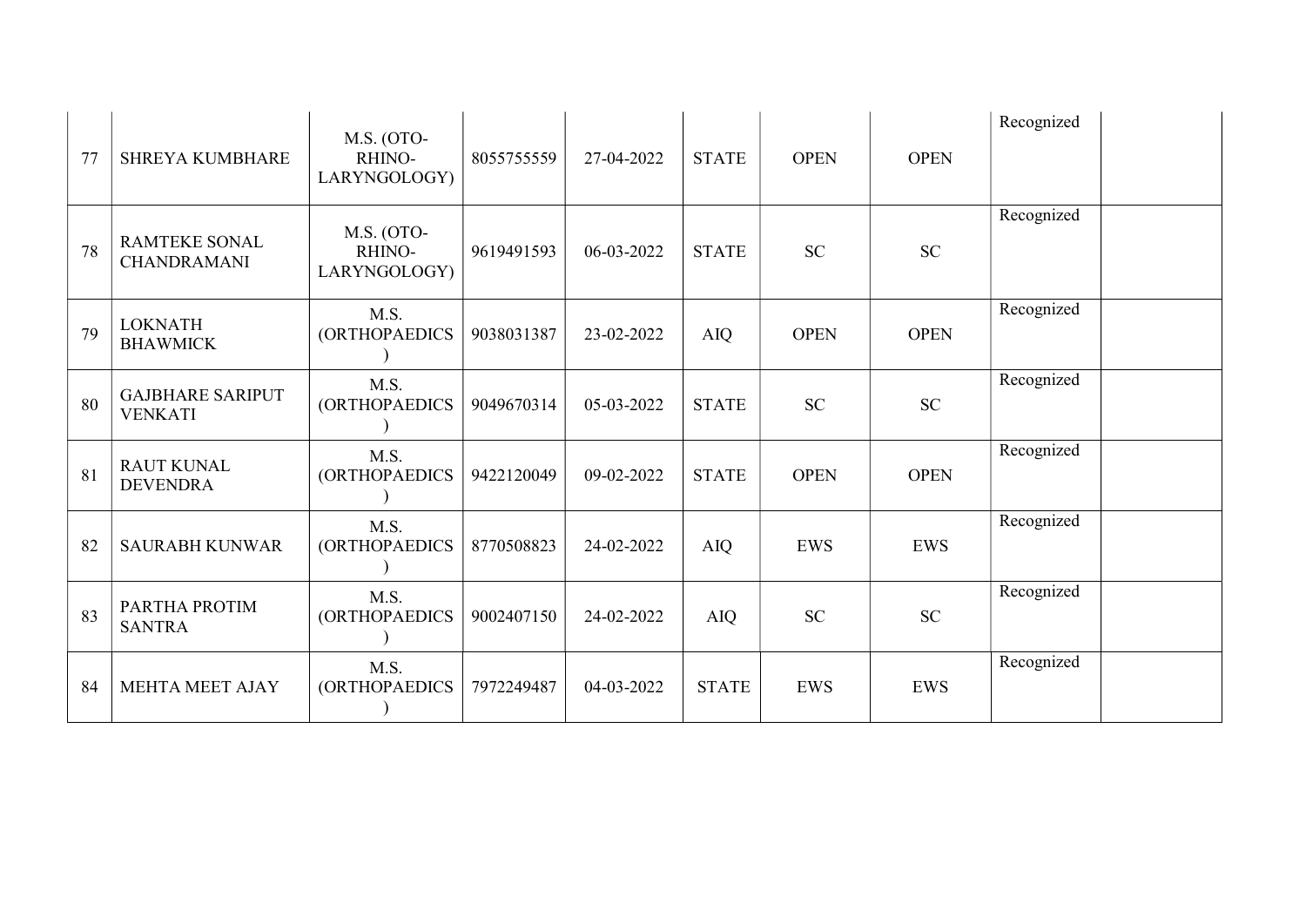| | | | | | | | | | |
|---|---|---|---|---|---|---|---|---|---|
| 77 | SHREYA KUMBHARE | M.S. (OTO-RHINO-LARYNGOLOGY) | 8055755559 | 27-04-2022 | STATE | OPEN | OPEN | Recognized | |
| 78 | RAMTEKE SONAL CHANDRAMANI | M.S. (OTO-RHINO-LARYNGOLOGY) | 9619491593 | 06-03-2022 | STATE | SC | SC | Recognized | |
| 79 | LOKNATH BHAWMICK | M.S. (ORTHOPAEDICS) | 9038031387 | 23-02-2022 | AIQ | OPEN | OPEN | Recognized | |
| 80 | GAJBHARE SARIPUT VENKATI | M.S. (ORTHOPAEDICS) | 9049670314 | 05-03-2022 | STATE | SC | SC | Recognized | |
| 81 | RAUT KUNAL DEVENDRA | M.S. (ORTHOPAEDICS) | 9422120049 | 09-02-2022 | STATE | OPEN | OPEN | Recognized | |
| 82 | SAURABH KUNWAR | M.S. (ORTHOPAEDICS) | 8770508823 | 24-02-2022 | AIQ | EWS | EWS | Recognized | |
| 83 | PARTHA PROTIM SANTRA | M.S. (ORTHOPAEDICS) | 9002407150 | 24-02-2022 | AIQ | SC | SC | Recognized | |
| 84 | MEHTA MEET AJAY | M.S. (ORTHOPAEDICS) | 7972249487 | 04-03-2022 | STATE | EWS | EWS | Recognized | |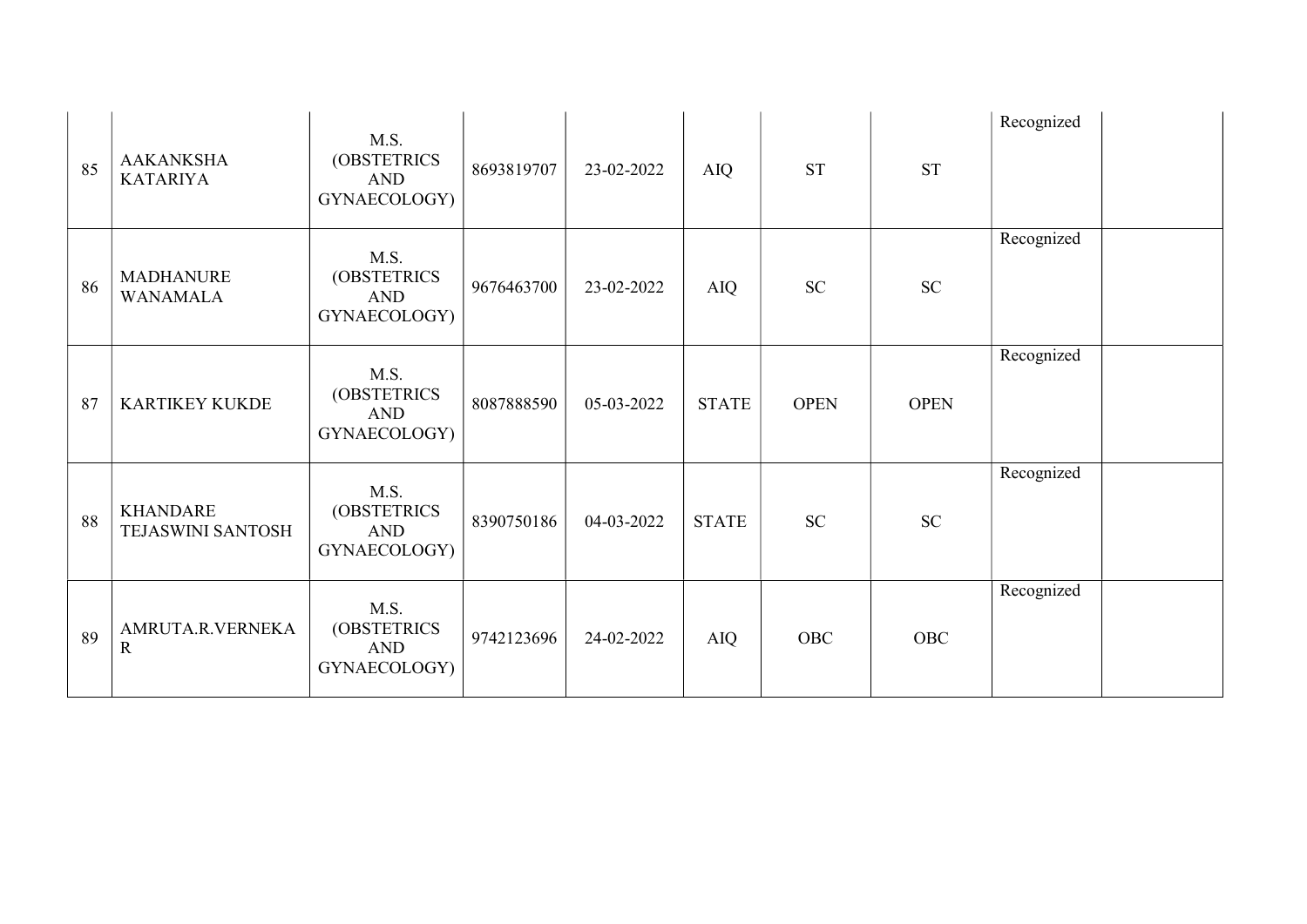| | | | | | | | | | |
|---|---|---|---|---|---|---|---|---|---|
| 85 | AAKANKSHA KATARIYA | M.S. (OBSTETRICS AND GYNAECOLOGY) | 8693819707 | 23-02-2022 | AIQ | ST | ST | Recognized | |
| 86 | MADHANURE WANAMALA | M.S. (OBSTETRICS AND GYNAECOLOGY) | 9676463700 | 23-02-2022 | AIQ | SC | SC | Recognized | |
| 87 | KARTIKEY KUKDE | M.S. (OBSTETRICS AND GYNAECOLOGY) | 8087888590 | 05-03-2022 | STATE | OPEN | OPEN | Recognized | |
| 88 | KHANDARE TEJASWINI SANTOSH | M.S. (OBSTETRICS AND GYNAECOLOGY) | 8390750186 | 04-03-2022 | STATE | SC | SC | Recognized | |
| 89 | AMRUTA.R.VERNEKAR | M.S. (OBSTETRICS AND GYNAECOLOGY) | 9742123696 | 24-02-2022 | AIQ | OBC | OBC | Recognized | |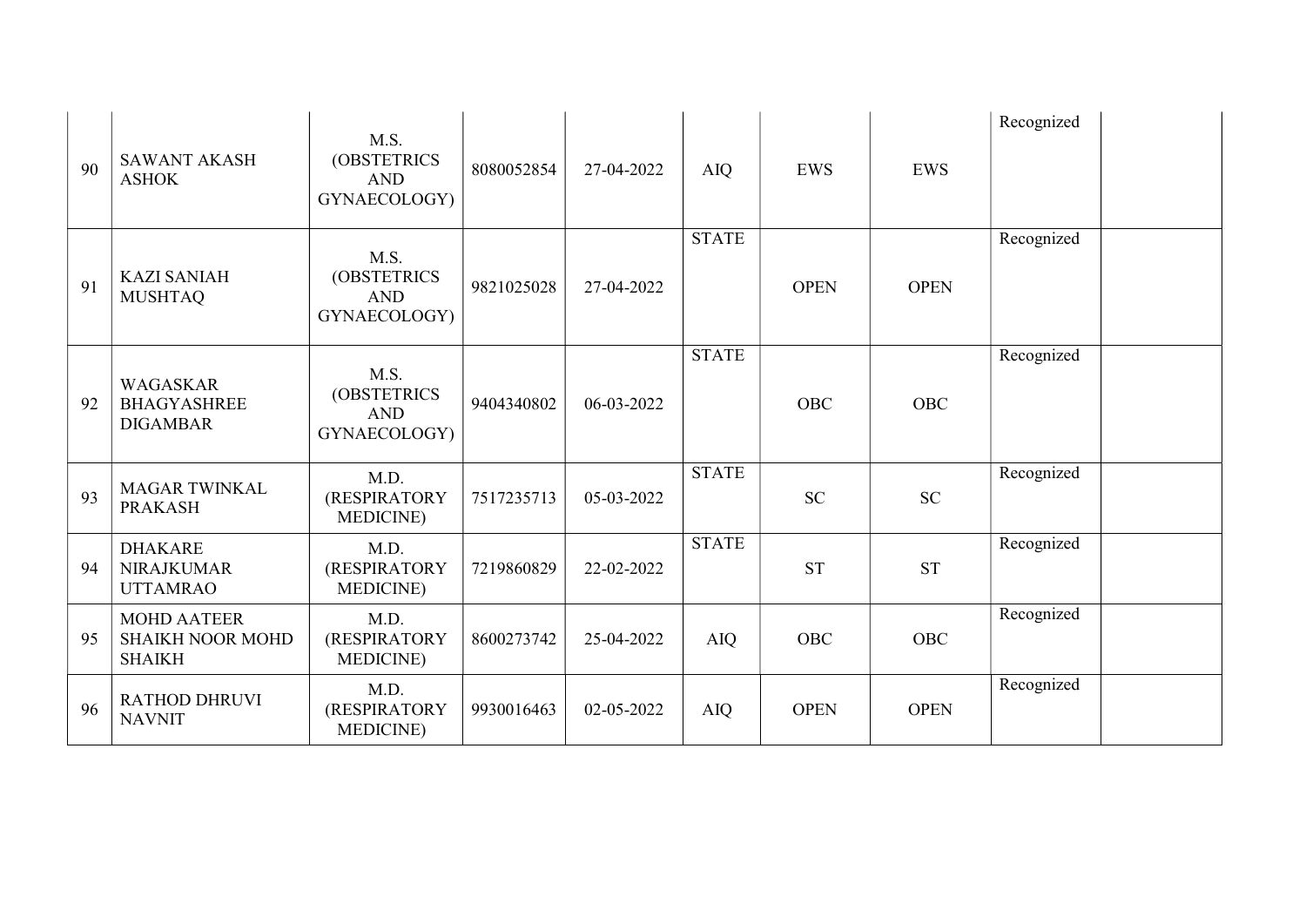| | | | | | | | | | |
|---|---|---|---|---|---|---|---|---|---|
| 90 | SAWANT AKASH ASHOK | M.S. (OBSTETRICS AND GYNAECOLOGY) | 8080052854 | 27-04-2022 | AIQ | EWS | EWS | Recognized | |
| 91 | KAZI SANIAH MUSHTAQ | M.S. (OBSTETRICS AND GYNAECOLOGY) | 9821025028 | 27-04-2022 | STATE | OPEN | OPEN | Recognized | |
| 92 | WAGASKAR BHAGYASHREE DIGAMBAR | M.S. (OBSTETRICS AND GYNAECOLOGY) | 9404340802 | 06-03-2022 | STATE | OBC | OBC | Recognized | |
| 93 | MAGAR TWINKAL PRAKASH | M.D. (RESPIRATORY MEDICINE) | 7517235713 | 05-03-2022 | STATE | SC | SC | Recognized | |
| 94 | DHAKARE NIRAJKUMAR UTTAMRAO | M.D. (RESPIRATORY MEDICINE) | 7219860829 | 22-02-2022 | STATE | ST | ST | Recognized | |
| 95 | MOHD AATEER SHAIKH NOOR MOHD SHAIKH | M.D. (RESPIRATORY MEDICINE) | 8600273742 | 25-04-2022 | AIQ | OBC | OBC | Recognized | |
| 96 | RATHOD DHRUVI NAVNIT | M.D. (RESPIRATORY MEDICINE) | 9930016463 | 02-05-2022 | AIQ | OPEN | OPEN | Recognized | |